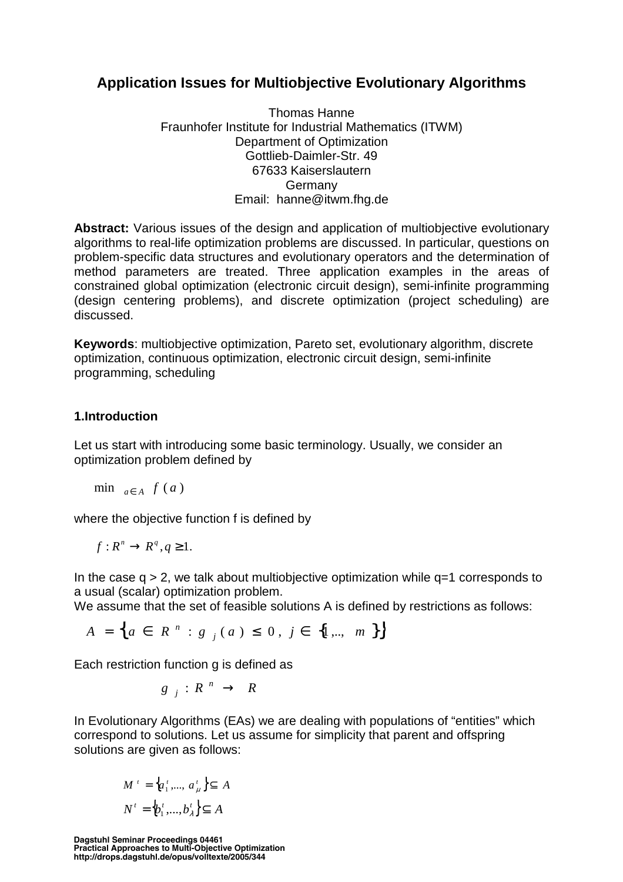# Application Issues for Multiobjective Evolutionary Algorithms

Thomas Hanne
Fraunhofer Institute for Industrial Mathematics (ITWM)
Department of Optimization
Gottlieb-Daimler-Str. 49
67633 Kaiserslautern
Germany
Email: hanne@itwm.fhg.de

**Abstract:** Various issues of the design and application of multiobjective evolutionary algorithms to real-life optimization problems are discussed. In particular, questions on problem-specific data structures and evolutionary operators and the determination of method parameters are treated. Three application examples in the areas of constrained global optimization (electronic circuit design), semi-infinite programming (design centering problems), and discrete optimization (project scheduling) are discussed.

**Keywords**: multiobjective optimization, Pareto set, evolutionary algorithm, discrete optimization, continuous optimization, electronic circuit design, semi-infinite programming, scheduling

## 1.Introduction

Let us start with introducing some basic terminology. Usually, we consider an optimization problem defined by

$$\min_{a \in A} f(a)$$

where the objective function f is defined by

$$f : R^n \rightarrow R^q, q \geq 1.$$

In the case q > 2, we talk about multiobjective optimization while q=1 corresponds to a usual (scalar) optimization problem.
We assume that the set of feasible solutions A is defined by restrictions as follows:

$$A = \{ a \in R^n : g_j(a) \leq 0, \; j \in \{1,.., \; m\} \}$$

Each restriction function g is defined as

$$g_j : R^n \rightarrow R$$

In Evolutionary Algorithms (EAs) we are dealing with populations of "entities" which correspond to solutions. Let us assume for simplicity that parent and offspring solutions are given as follows:

$$M^t = \{a_1^t, ..., a_\mu^t\} \subseteq A$$
$$N^t = \{b_1^t, ..., b_\lambda^t\} \subseteq A$$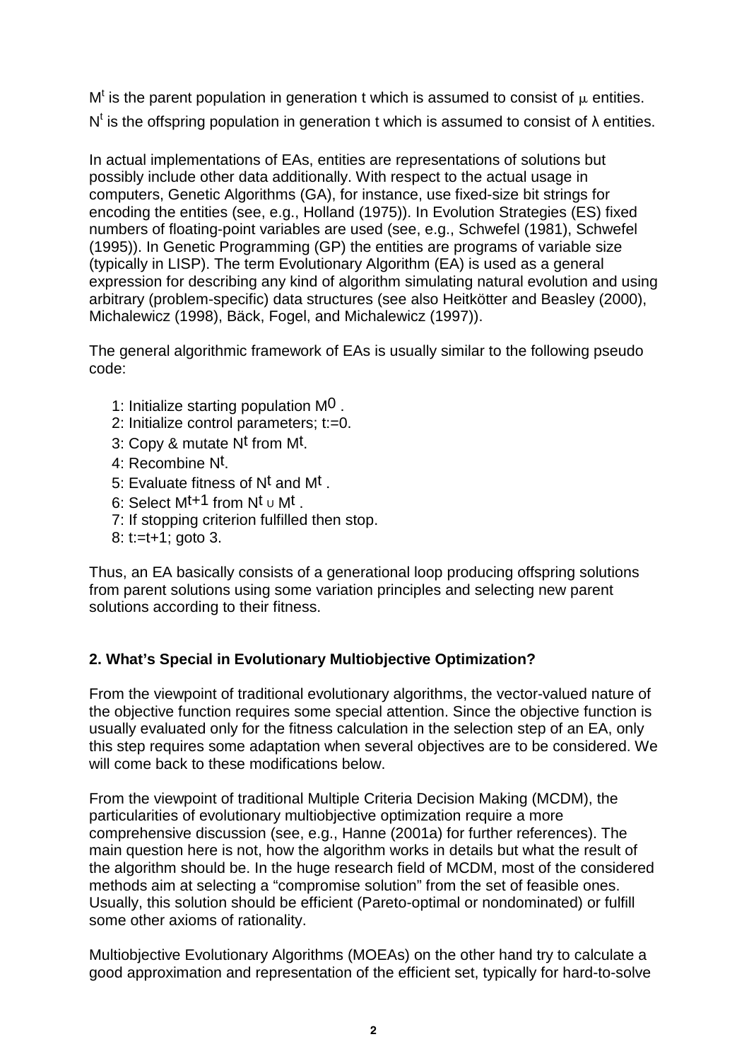$M^t$ is the parent population in generation t which is assumed to consist of $\mu$ entities. $N^t$ is the offspring population in generation t which is assumed to consist of $\lambda$ entities.

In actual implementations of EAs, entities are representations of solutions but possibly include other data additionally. With respect to the actual usage in computers, Genetic Algorithms (GA), for instance, use fixed-size bit strings for encoding the entities (see, e.g., Holland (1975)). In Evolution Strategies (ES) fixed numbers of floating-point variables are used (see, e.g., Schwefel (1981), Schwefel (1995)). In Genetic Programming (GP) the entities are programs of variable size (typically in LISP). The term Evolutionary Algorithm (EA) is used as a general expression for describing any kind of algorithm simulating natural evolution and using arbitrary (problem-specific) data structures (see also Heitkötter and Beasley (2000), Michalewicz (1998), Bäck, Fogel, and Michalewicz (1997)).

The general algorithmic framework of EAs is usually similar to the following pseudo code:

1: Initialize starting population $M^0$.
2: Initialize control parameters; t:=0.
3: Copy & mutate $N^t$ from $M^t$.
4: Recombine $N^t$.
5: Evaluate fitness of $N^t$ and $M^t$.
6: Select $M^{t+1}$ from $N^t \cup M^t$.
7: If stopping criterion fulfilled then stop.
8: t:=t+1; goto 3.

Thus, an EA basically consists of a generational loop producing offspring solutions from parent solutions using some variation principles and selecting new parent solutions according to their fitness.

## 2. What's Special in Evolutionary Multiobjective Optimization?

From the viewpoint of traditional evolutionary algorithms, the vector-valued nature of the objective function requires some special attention. Since the objective function is usually evaluated only for the fitness calculation in the selection step of an EA, only this step requires some adaptation when several objectives are to be considered. We will come back to these modifications below.

From the viewpoint of traditional Multiple Criteria Decision Making (MCDM), the particularities of evolutionary multiobjective optimization require a more comprehensive discussion (see, e.g., Hanne (2001a) for further references). The main question here is not, how the algorithm works in details but what the result of the algorithm should be. In the huge research field of MCDM, most of the considered methods aim at selecting a "compromise solution" from the set of feasible ones. Usually, this solution should be efficient (Pareto-optimal or nondominated) or fulfill some other axioms of rationality.

Multiobjective Evolutionary Algorithms (MOEAs) on the other hand try to calculate a good approximation and representation of the efficient set, typically for hard-to-solve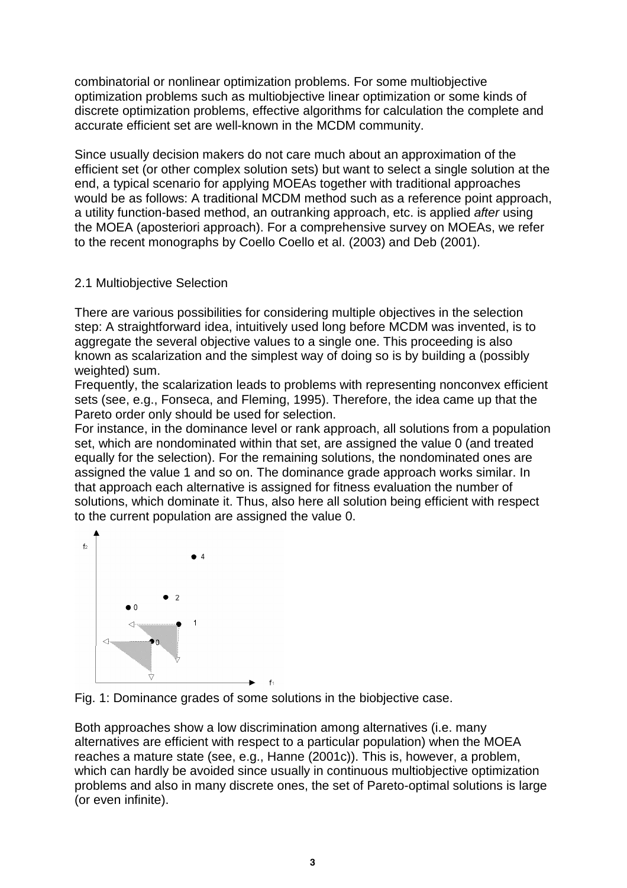combinatorial or nonlinear optimization problems. For some multiobjective optimization problems such as multiobjective linear optimization or some kinds of discrete optimization problems, effective algorithms for calculation the complete and accurate efficient set are well-known in the MCDM community.

Since usually decision makers do not care much about an approximation of the efficient set (or other complex solution sets) but want to select a single solution at the end, a typical scenario for applying MOEAs together with traditional approaches would be as follows: A traditional MCDM method such as a reference point approach, a utility function-based method, an outranking approach, etc. is applied *after* using the MOEA (aposteriori approach). For a comprehensive survey on MOEAs, we refer to the recent monographs by Coello Coello et al. (2003) and Deb (2001).

## 2.1 Multiobjective Selection

There are various possibilities for considering multiple objectives in the selection step: A straightforward idea, intuitively used long before MCDM was invented, is to aggregate the several objective values to a single one. This proceeding is also known as scalarization and the simplest way of doing so is by building a (possibly weighted) sum.

Frequently, the scalarization leads to problems with representing nonconvex efficient sets (see, e.g., Fonseca, and Fleming, 1995). Therefore, the idea came up that the Pareto order only should be used for selection.

For instance, in the dominance level or rank approach, all solutions from a population set, which are nondominated within that set, are assigned the value 0 (and treated equally for the selection). For the remaining solutions, the nondominated ones are assigned the value 1 and so on. The dominance grade approach works similar. In that approach each alternative is assigned for fitness evaluation the number of solutions, which dominate it. Thus, also here all solution being efficient with respect to the current population are assigned the value 0.

Fig. 1: Dominance grades of some solutions in the biobjective case.

Both approaches show a low discrimination among alternatives (i.e. many alternatives are efficient with respect to a particular population) when the MOEA reaches a mature state (see, e.g., Hanne (2001c)). This is, however, a problem, which can hardly be avoided since usually in continuous multiobjective optimization problems and also in many discrete ones, the set of Pareto-optimal solutions is large (or even infinite).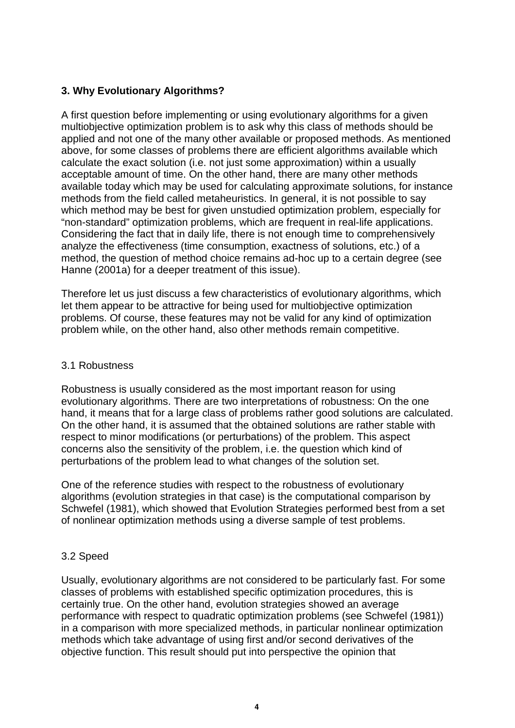## 3. Why Evolutionary Algorithms?

A first question before implementing or using evolutionary algorithms for a given multiobjective optimization problem is to ask why this class of methods should be applied and not one of the many other available or proposed methods. As mentioned above, for some classes of problems there are efficient algorithms available which calculate the exact solution (i.e. not just some approximation) within a usually acceptable amount of time. On the other hand, there are many other methods available today which may be used for calculating approximate solutions, for instance methods from the field called metaheuristics. In general, it is not possible to say which method may be best for given unstudied optimization problem, especially for "non-standard" optimization problems, which are frequent in real-life applications. Considering the fact that in daily life, there is not enough time to comprehensively analyze the effectiveness (time consumption, exactness of solutions, etc.) of a method, the question of method choice remains ad-hoc up to a certain degree (see Hanne (2001a) for a deeper treatment of this issue).

Therefore let us just discuss a few characteristics of evolutionary algorithms, which let them appear to be attractive for being used for multiobjective optimization problems. Of course, these features may not be valid for any kind of optimization problem while, on the other hand, also other methods remain competitive.

### 3.1 Robustness

Robustness is usually considered as the most important reason for using evolutionary algorithms. There are two interpretations of robustness: On the one hand, it means that for a large class of problems rather good solutions are calculated. On the other hand, it is assumed that the obtained solutions are rather stable with respect to minor modifications (or perturbations) of the problem. This aspect concerns also the sensitivity of the problem, i.e. the question which kind of perturbations of the problem lead to what changes of the solution set.

One of the reference studies with respect to the robustness of evolutionary algorithms (evolution strategies in that case) is the computational comparison by Schwefel (1981), which showed that Evolution Strategies performed best from a set of nonlinear optimization methods using a diverse sample of test problems.

### 3.2 Speed

Usually, evolutionary algorithms are not considered to be particularly fast. For some classes of problems with established specific optimization procedures, this is certainly true. On the other hand, evolution strategies showed an average performance with respect to quadratic optimization problems (see Schwefel (1981)) in a comparison with more specialized methods, in particular nonlinear optimization methods which take advantage of using first and/or second derivatives of the objective function. This result should put into perspective the opinion that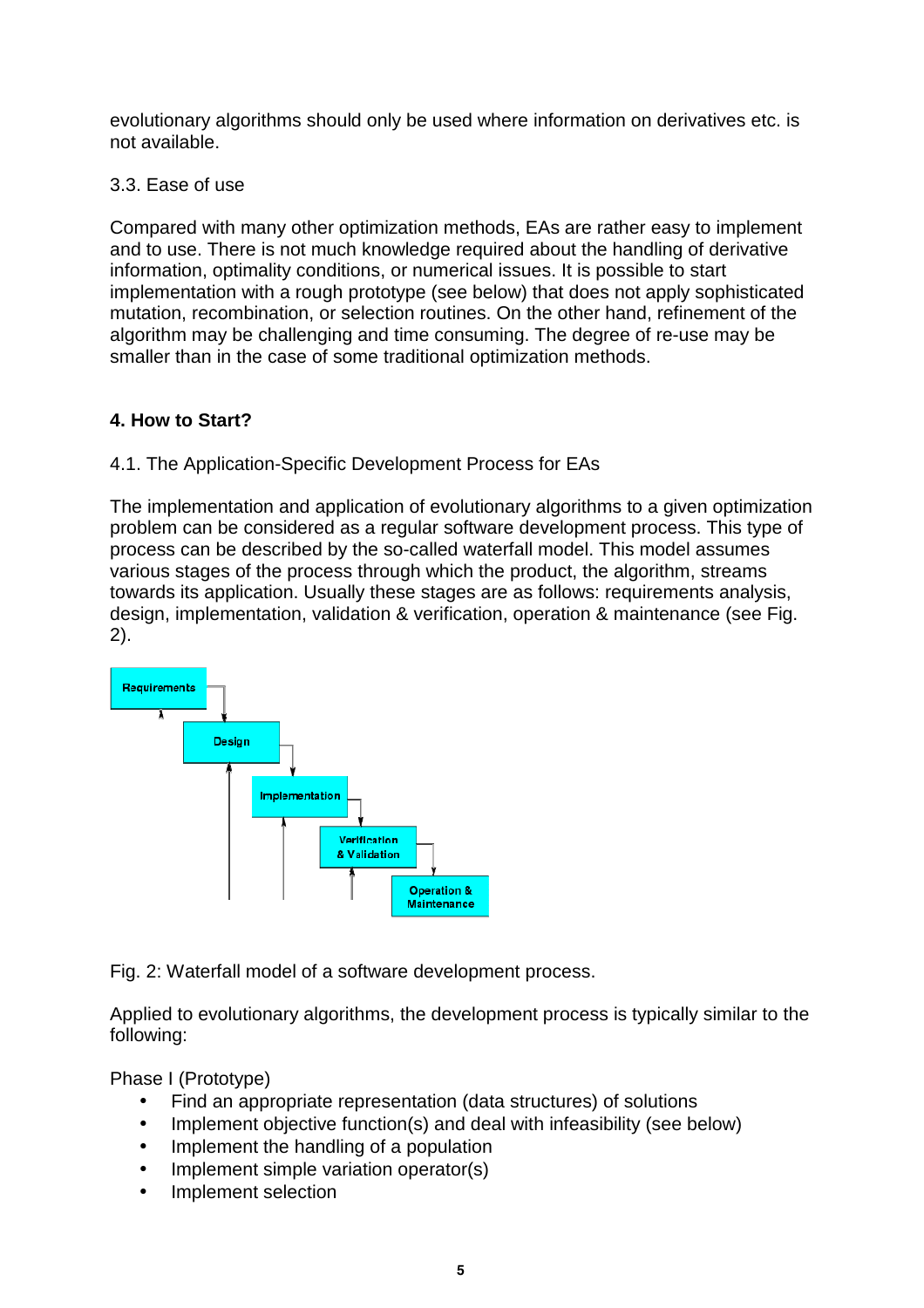evolutionary algorithms should only be used where information on derivatives etc. is not available.

### 3.3. Ease of use

Compared with many other optimization methods, EAs are rather easy to implement and to use. There is not much knowledge required about the handling of derivative information, optimality conditions, or numerical issues. It is possible to start implementation with a rough prototype (see below) that does not apply sophisticated mutation, recombination, or selection routines. On the other hand, refinement of the algorithm may be challenging and time consuming. The degree of re-use may be smaller than in the case of some traditional optimization methods.

## 4. How to Start?

### 4.1. The Application-Specific Development Process for EAs

The implementation and application of evolutionary algorithms to a given optimization problem can be considered as a regular software development process. This type of process can be described by the so-called waterfall model. This model assumes various stages of the process through which the product, the algorithm, streams towards its application. Usually these stages are as follows: requirements analysis, design, implementation, validation & verification, operation & maintenance (see Fig. 2).

Fig. 2: Waterfall model of a software development process.

Applied to evolutionary algorithms, the development process is typically similar to the following:

Phase I (Prototype)

- Find an appropriate representation (data structures) of solutions
- Implement objective function(s) and deal with infeasibility (see below)
- Implement the handling of a population
- Implement simple variation operator(s)
- Implement selection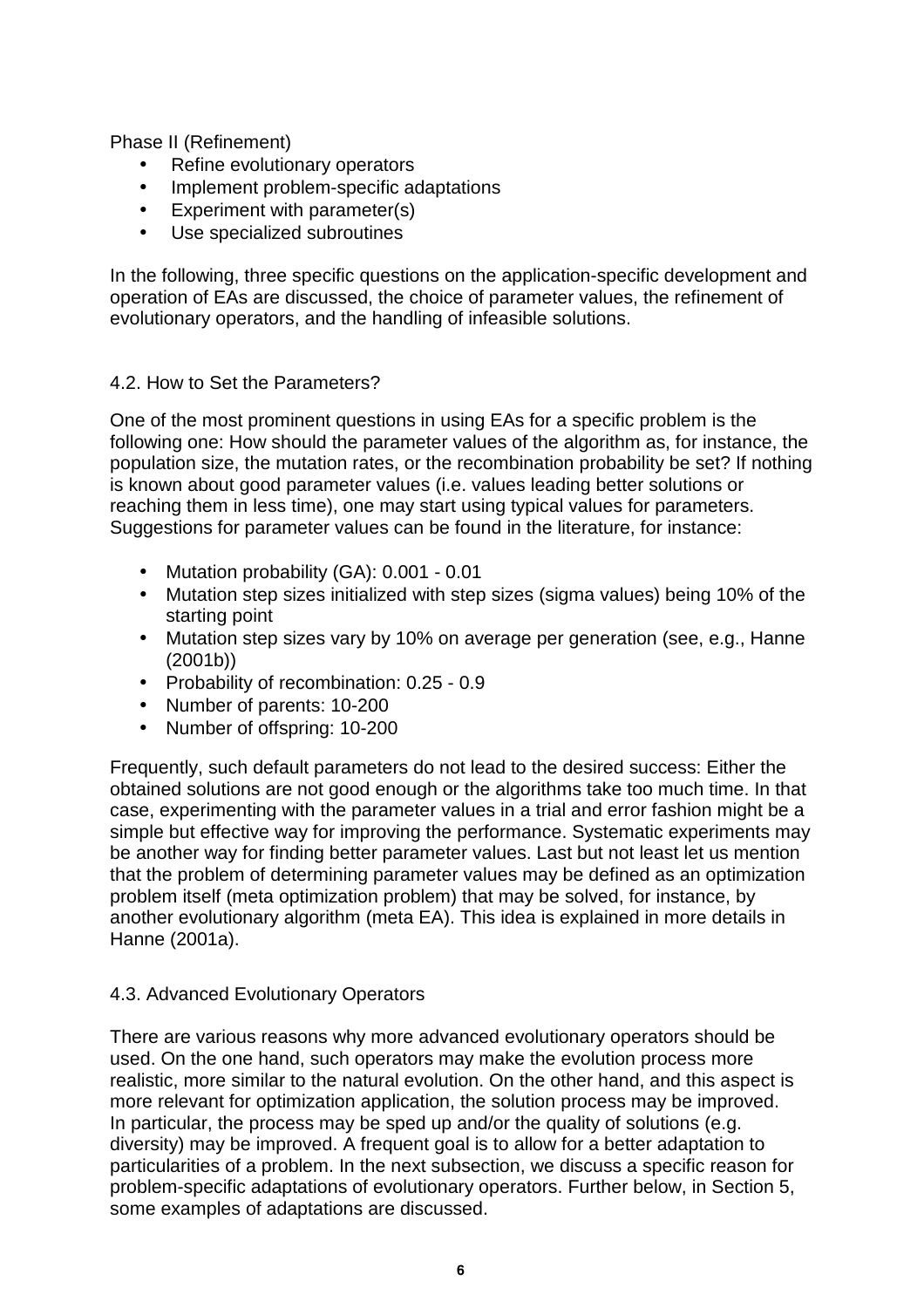Phase II (Refinement)

- Refine evolutionary operators
- Implement problem-specific adaptations
- Experiment with parameter(s)
- Use specialized subroutines

In the following, three specific questions on the application-specific development and operation of EAs are discussed, the choice of parameter values, the refinement of evolutionary operators, and the handling of infeasible solutions.

## 4.2. How to Set the Parameters?

One of the most prominent questions in using EAs for a specific problem is the following one: How should the parameter values of the algorithm as, for instance, the population size, the mutation rates, or the recombination probability be set? If nothing is known about good parameter values (i.e. values leading better solutions or reaching them in less time), one may start using typical values for parameters. Suggestions for parameter values can be found in the literature, for instance:

- Mutation probability (GA): 0.001 - 0.01
- Mutation step sizes initialized with step sizes (sigma values) being 10% of the starting point
- Mutation step sizes vary by 10% on average per generation (see, e.g., Hanne (2001b))
- Probability of recombination: 0.25 - 0.9
- Number of parents: 10-200
- Number of offspring: 10-200

Frequently, such default parameters do not lead to the desired success: Either the obtained solutions are not good enough or the algorithms take too much time. In that case, experimenting with the parameter values in a trial and error fashion might be a simple but effective way for improving the performance. Systematic experiments may be another way for finding better parameter values. Last but not least let us mention that the problem of determining parameter values may be defined as an optimization problem itself (meta optimization problem) that may be solved, for instance, by another evolutionary algorithm (meta EA). This idea is explained in more details in Hanne (2001a).

## 4.3. Advanced Evolutionary Operators

There are various reasons why more advanced evolutionary operators should be used. On the one hand, such operators may make the evolution process more realistic, more similar to the natural evolution. On the other hand, and this aspect is more relevant for optimization application, the solution process may be improved. In particular, the process may be sped up and/or the quality of solutions (e.g. diversity) may be improved. A frequent goal is to allow for a better adaptation to particularities of a problem. In the next subsection, we discuss a specific reason for problem-specific adaptations of evolutionary operators. Further below, in Section 5, some examples of adaptations are discussed.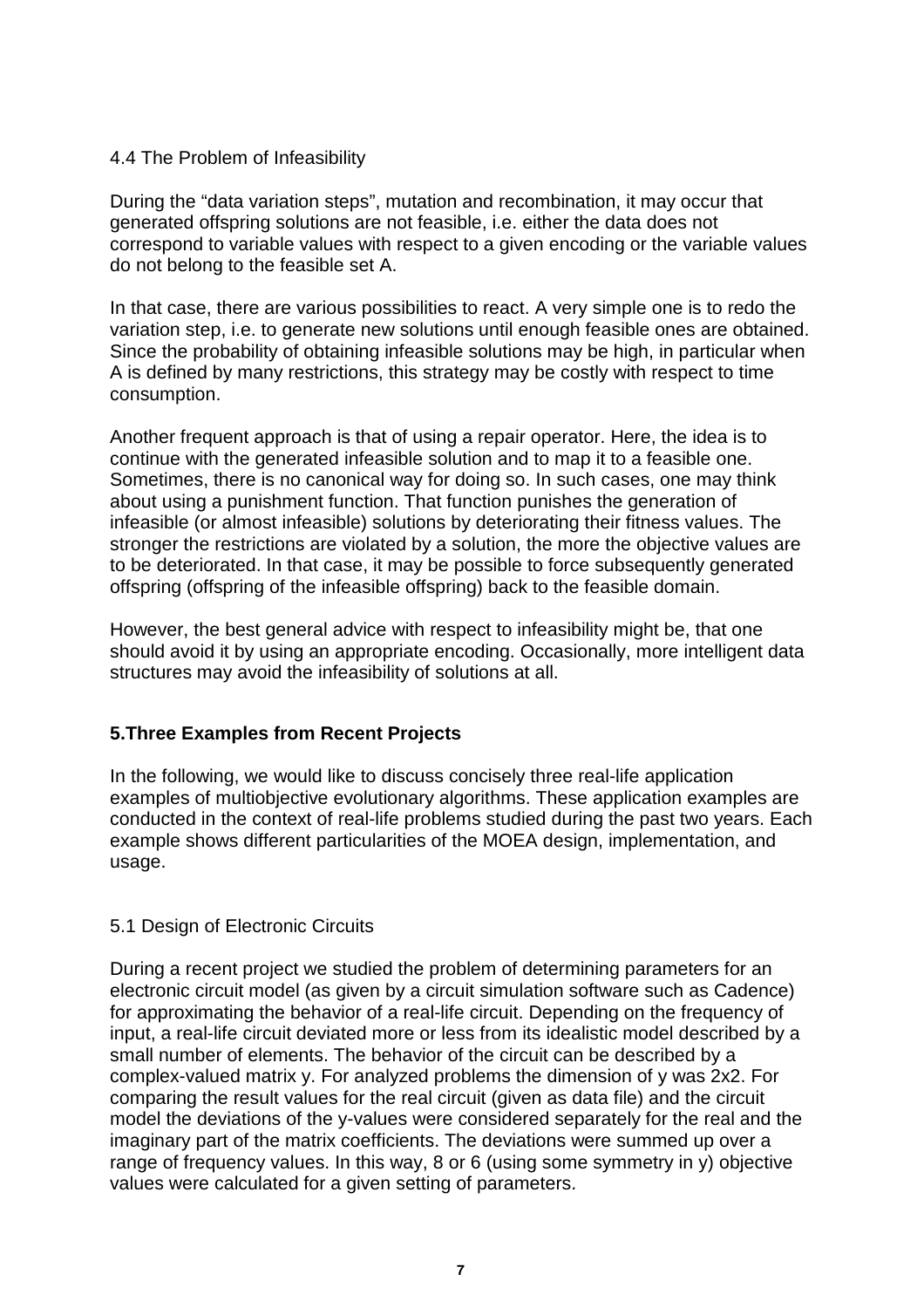### 4.4 The Problem of Infeasibility

During the "data variation steps", mutation and recombination, it may occur that generated offspring solutions are not feasible, i.e. either the data does not correspond to variable values with respect to a given encoding or the variable values do not belong to the feasible set A.

In that case, there are various possibilities to react. A very simple one is to redo the variation step, i.e. to generate new solutions until enough feasible ones are obtained. Since the probability of obtaining infeasible solutions may be high, in particular when A is defined by many restrictions, this strategy may be costly with respect to time consumption.

Another frequent approach is that of using a repair operator. Here, the idea is to continue with the generated infeasible solution and to map it to a feasible one. Sometimes, there is no canonical way for doing so. In such cases, one may think about using a punishment function. That function punishes the generation of infeasible (or almost infeasible) solutions by deteriorating their fitness values. The stronger the restrictions are violated by a solution, the more the objective values are to be deteriorated. In that case, it may be possible to force subsequently generated offspring (offspring of the infeasible offspring) back to the feasible domain.

However, the best general advice with respect to infeasibility might be, that one should avoid it by using an appropriate encoding. Occasionally, more intelligent data structures may avoid the infeasibility of solutions at all.

## 5.Three Examples from Recent Projects

In the following, we would like to discuss concisely three real-life application examples of multiobjective evolutionary algorithms. These application examples are conducted in the context of real-life problems studied during the past two years. Each example shows different particularities of the MOEA design, implementation, and usage.

### 5.1 Design of Electronic Circuits

During a recent project we studied the problem of determining parameters for an electronic circuit model (as given by a circuit simulation software such as Cadence) for approximating the behavior of a real-life circuit. Depending on the frequency of input, a real-life circuit deviated more or less from its idealistic model described by a small number of elements. The behavior of the circuit can be described by a complex-valued matrix y. For analyzed problems the dimension of y was 2x2. For comparing the result values for the real circuit (given as data file) and the circuit model the deviations of the y-values were considered separately for the real and the imaginary part of the matrix coefficients. The deviations were summed up over a range of frequency values. In this way, 8 or 6 (using some symmetry in y) objective values were calculated for a given setting of parameters.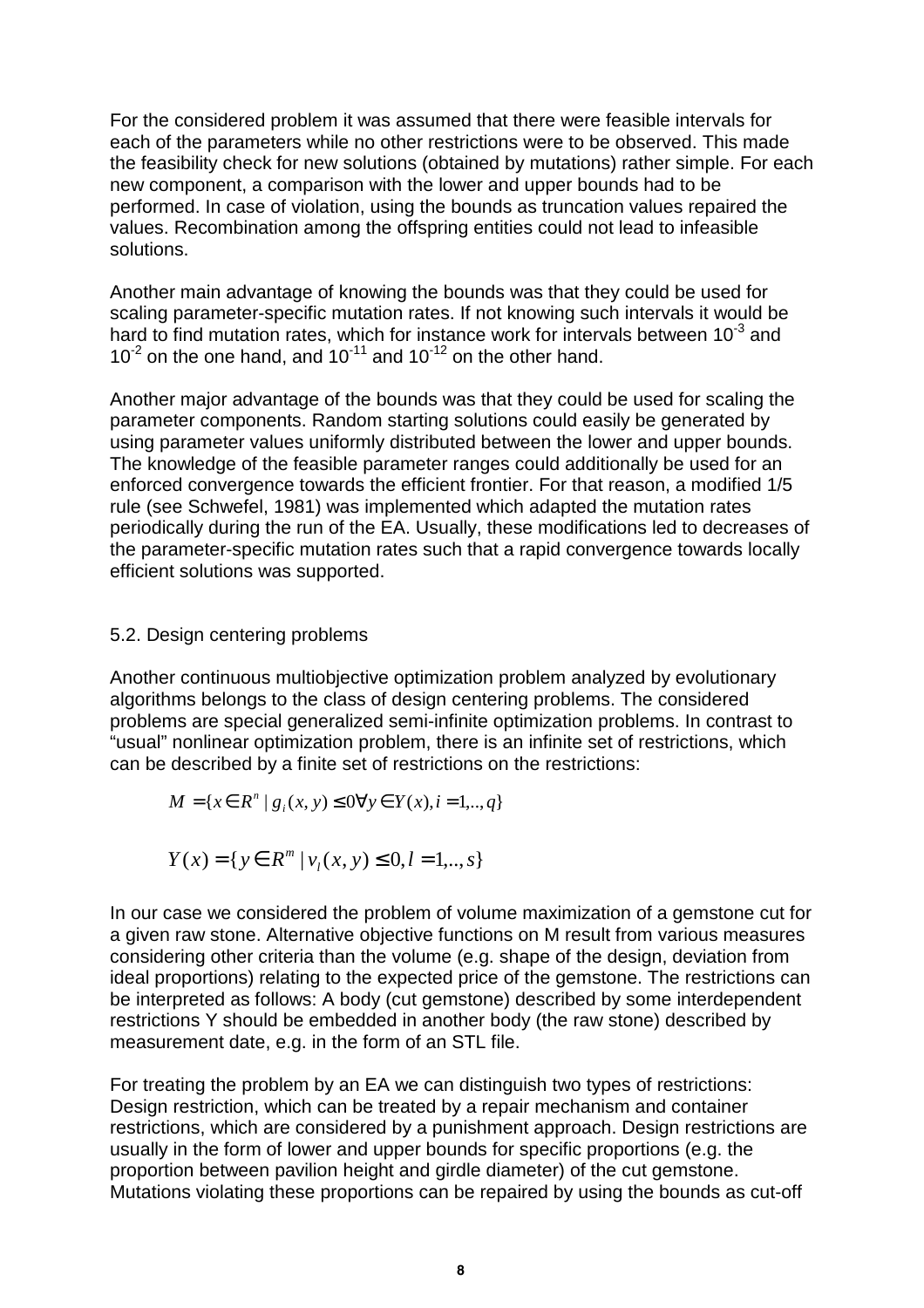For the considered problem it was assumed that there were feasible intervals for each of the parameters while no other restrictions were to be observed. This made the feasibility check for new solutions (obtained by mutations) rather simple. For each new component, a comparison with the lower and upper bounds had to be performed. In case of violation, using the bounds as truncation values repaired the values. Recombination among the offspring entities could not lead to infeasible solutions.

Another main advantage of knowing the bounds was that they could be used for scaling parameter-specific mutation rates. If not knowing such intervals it would be hard to find mutation rates, which for instance work for intervals between $10^{-3}$ and $10^{-2}$ on the one hand, and $10^{-11}$ and $10^{-12}$ on the other hand.

Another major advantage of the bounds was that they could be used for scaling the parameter components. Random starting solutions could easily be generated by using parameter values uniformly distributed between the lower and upper bounds. The knowledge of the feasible parameter ranges could additionally be used for an enforced convergence towards the efficient frontier. For that reason, a modified 1/5 rule (see Schwefel, 1981) was implemented which adapted the mutation rates periodically during the run of the EA. Usually, these modifications led to decreases of the parameter-specific mutation rates such that a rapid convergence towards locally efficient solutions was supported.

## 5.2. Design centering problems

Another continuous multiobjective optimization problem analyzed by evolutionary algorithms belongs to the class of design centering problems. The considered problems are special generalized semi-infinite optimization problems. In contrast to "usual" nonlinear optimization problem, there is an infinite set of restrictions, which can be described by a finite set of restrictions on the restrictions:

$$M = \{x \in R^n \mid g_i(x, y) \leq 0 \forall y \in Y(x), i = 1,..,q\}$$

$$Y(x) = \{y \in R^m \mid v_l(x, y) \leq 0, l = 1,..,s\}$$

In our case we considered the problem of volume maximization of a gemstone cut for a given raw stone. Alternative objective functions on M result from various measures considering other criteria than the volume (e.g. shape of the design, deviation from ideal proportions) relating to the expected price of the gemstone. The restrictions can be interpreted as follows: A body (cut gemstone) described by some interdependent restrictions Y should be embedded in another body (the raw stone) described by measurement date, e.g. in the form of an STL file.

For treating the problem by an EA we can distinguish two types of restrictions: Design restriction, which can be treated by a repair mechanism and container restrictions, which are considered by a punishment approach. Design restrictions are usually in the form of lower and upper bounds for specific proportions (e.g. the proportion between pavilion height and girdle diameter) of the cut gemstone. Mutations violating these proportions can be repaired by using the bounds as cut-off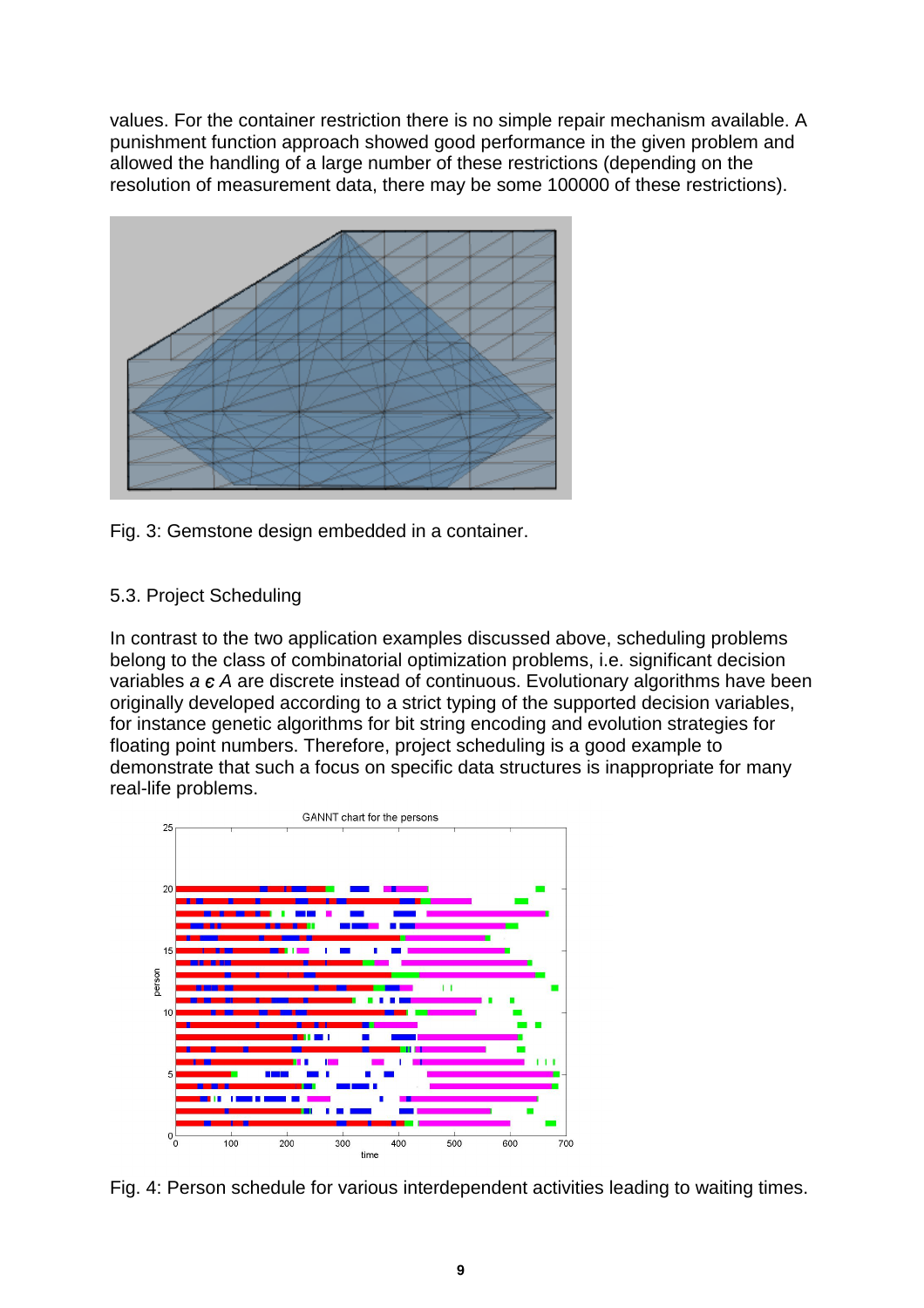values. For the container restriction there is no simple repair mechanism available. A punishment function approach showed good performance in the given problem and allowed the handling of a large number of these restrictions (depending on the resolution of measurement data, there may be some 100000 of these restrictions).

Fig. 3: Gemstone design embedded in a container.

### 5.3. Project Scheduling

In contrast to the two application examples discussed above, scheduling problems belong to the class of combinatorial optimization problems, i.e. significant decision variables $a \in A$ are discrete instead of continuous. Evolutionary algorithms have been originally developed according to a strict typing of the supported decision variables, for instance genetic algorithms for bit string encoding and evolution strategies for floating point numbers. Therefore, project scheduling is a good example to demonstrate that such a focus on specific data structures is inappropriate for many real-life problems.

Fig. 4: Person schedule for various interdependent activities leading to waiting times.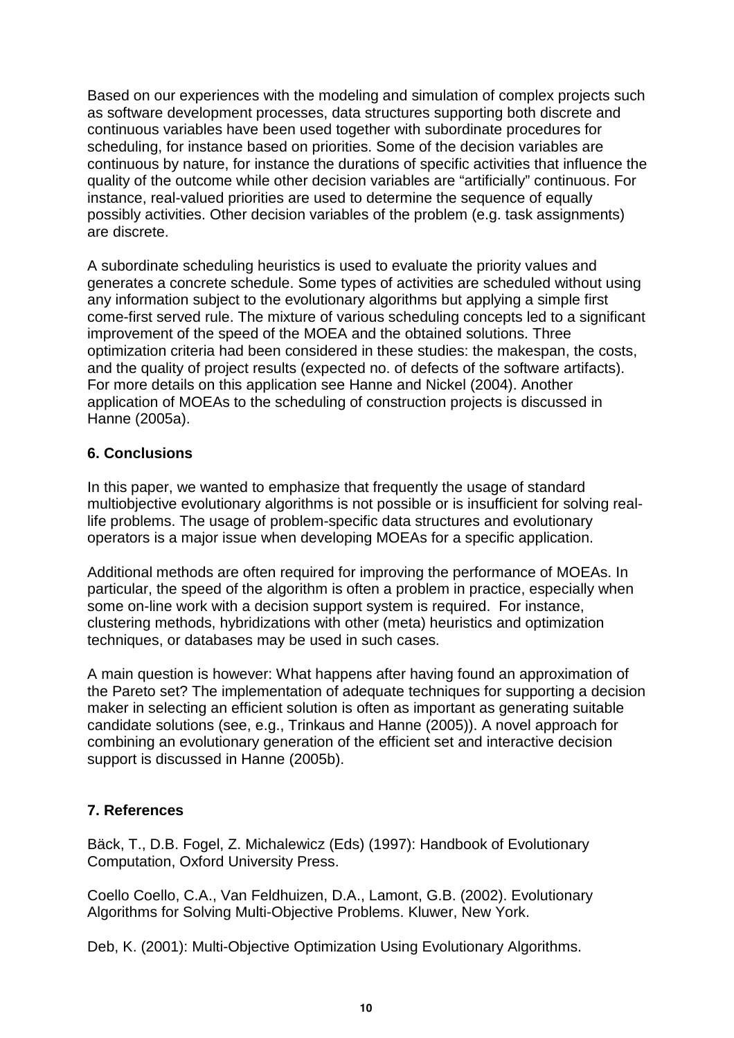Based on our experiences with the modeling and simulation of complex projects such as software development processes, data structures supporting both discrete and continuous variables have been used together with subordinate procedures for scheduling, for instance based on priorities. Some of the decision variables are continuous by nature, for instance the durations of specific activities that influence the quality of the outcome while other decision variables are "artificially" continuous. For instance, real-valued priorities are used to determine the sequence of equally possibly activities. Other decision variables of the problem (e.g. task assignments) are discrete.

A subordinate scheduling heuristics is used to evaluate the priority values and generates a concrete schedule. Some types of activities are scheduled without using any information subject to the evolutionary algorithms but applying a simple first come-first served rule. The mixture of various scheduling concepts led to a significant improvement of the speed of the MOEA and the obtained solutions. Three optimization criteria had been considered in these studies: the makespan, the costs, and the quality of project results (expected no. of defects of the software artifacts). For more details on this application see Hanne and Nickel (2004). Another application of MOEAs to the scheduling of construction projects is discussed in Hanne (2005a).

## 6. Conclusions

In this paper, we wanted to emphasize that frequently the usage of standard multiobjective evolutionary algorithms is not possible or is insufficient for solving real-life problems. The usage of problem-specific data structures and evolutionary operators is a major issue when developing MOEAs for a specific application.

Additional methods are often required for improving the performance of MOEAs. In particular, the speed of the algorithm is often a problem in practice, especially when some on-line work with a decision support system is required. For instance, clustering methods, hybridizations with other (meta) heuristics and optimization techniques, or databases may be used in such cases.

A main question is however: What happens after having found an approximation of the Pareto set? The implementation of adequate techniques for supporting a decision maker in selecting an efficient solution is often as important as generating suitable candidate solutions (see, e.g., Trinkaus and Hanne (2005)). A novel approach for combining an evolutionary generation of the efficient set and interactive decision support is discussed in Hanne (2005b).

## 7. References

Bäck, T., D.B. Fogel, Z. Michalewicz (Eds) (1997): Handbook of Evolutionary Computation, Oxford University Press.

Coello Coello, C.A., Van Feldhuizen, D.A., Lamont, G.B. (2002). Evolutionary Algorithms for Solving Multi-Objective Problems. Kluwer, New York.

Deb, K. (2001): Multi-Objective Optimization Using Evolutionary Algorithms.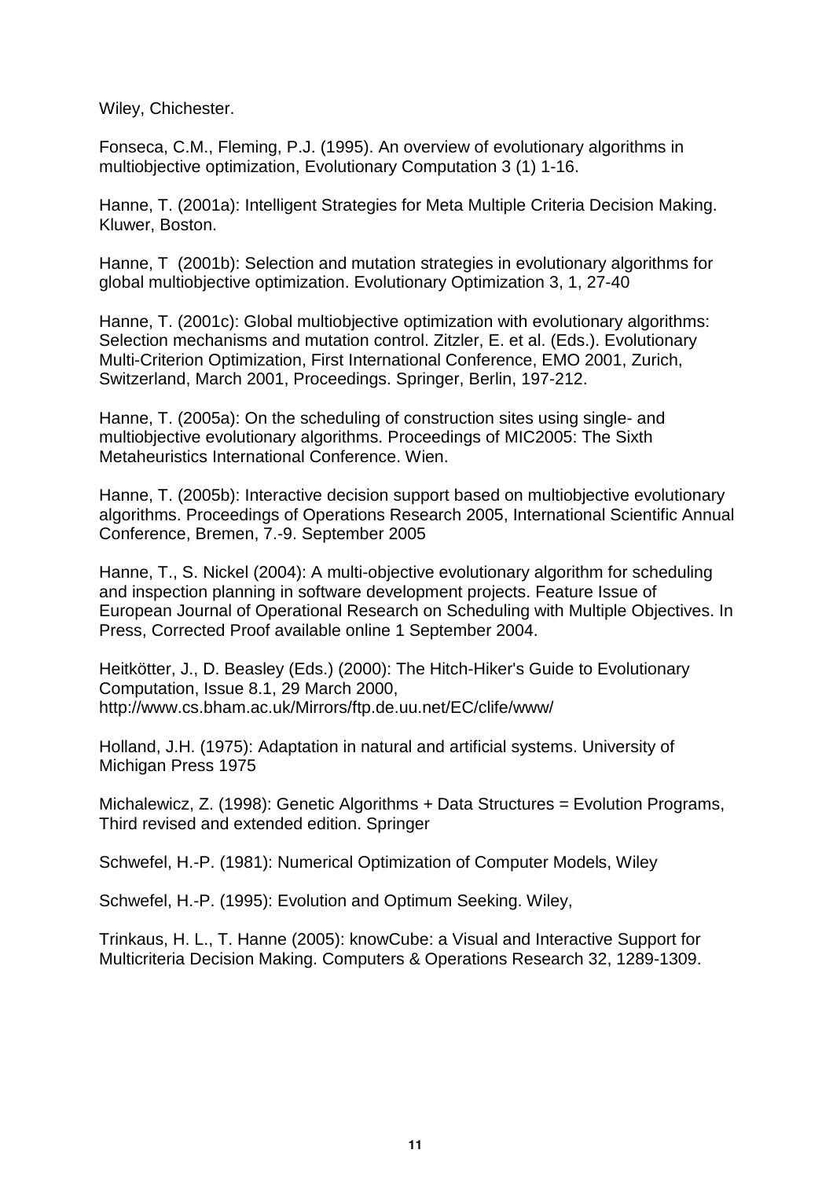Wiley, Chichester.

Fonseca, C.M., Fleming, P.J. (1995). An overview of evolutionary algorithms in multiobjective optimization, Evolutionary Computation 3 (1) 1-16.

Hanne, T. (2001a): Intelligent Strategies for Meta Multiple Criteria Decision Making. Kluwer, Boston.

Hanne, T (2001b): Selection and mutation strategies in evolutionary algorithms for global multiobjective optimization. Evolutionary Optimization 3, 1, 27-40

Hanne, T. (2001c): Global multiobjective optimization with evolutionary algorithms: Selection mechanisms and mutation control. Zitzler, E. et al. (Eds.). Evolutionary Multi-Criterion Optimization, First International Conference, EMO 2001, Zurich, Switzerland, March 2001, Proceedings. Springer, Berlin, 197-212.

Hanne, T. (2005a): On the scheduling of construction sites using single- and multiobjective evolutionary algorithms. Proceedings of MIC2005: The Sixth Metaheuristics International Conference. Wien.

Hanne, T. (2005b): Interactive decision support based on multiobjective evolutionary algorithms. Proceedings of Operations Research 2005, International Scientific Annual Conference, Bremen, 7.-9. September 2005

Hanne, T., S. Nickel (2004): A multi-objective evolutionary algorithm for scheduling and inspection planning in software development projects. Feature Issue of European Journal of Operational Research on Scheduling with Multiple Objectives. In Press, Corrected Proof available online 1 September 2004.

Heitkötter, J., D. Beasley (Eds.) (2000): The Hitch-Hiker's Guide to Evolutionary Computation, Issue 8.1, 29 March 2000, http://www.cs.bham.ac.uk/Mirrors/ftp.de.uu.net/EC/clife/www/

Holland, J.H. (1975): Adaptation in natural and artificial systems. University of Michigan Press 1975

Michalewicz, Z. (1998): Genetic Algorithms + Data Structures = Evolution Programs, Third revised and extended edition. Springer

Schwefel, H.-P. (1981): Numerical Optimization of Computer Models, Wiley

Schwefel, H.-P. (1995): Evolution and Optimum Seeking. Wiley,

Trinkaus, H. L., T. Hanne (2005): knowCube: a Visual and Interactive Support for Multicriteria Decision Making. Computers & Operations Research 32, 1289-1309.